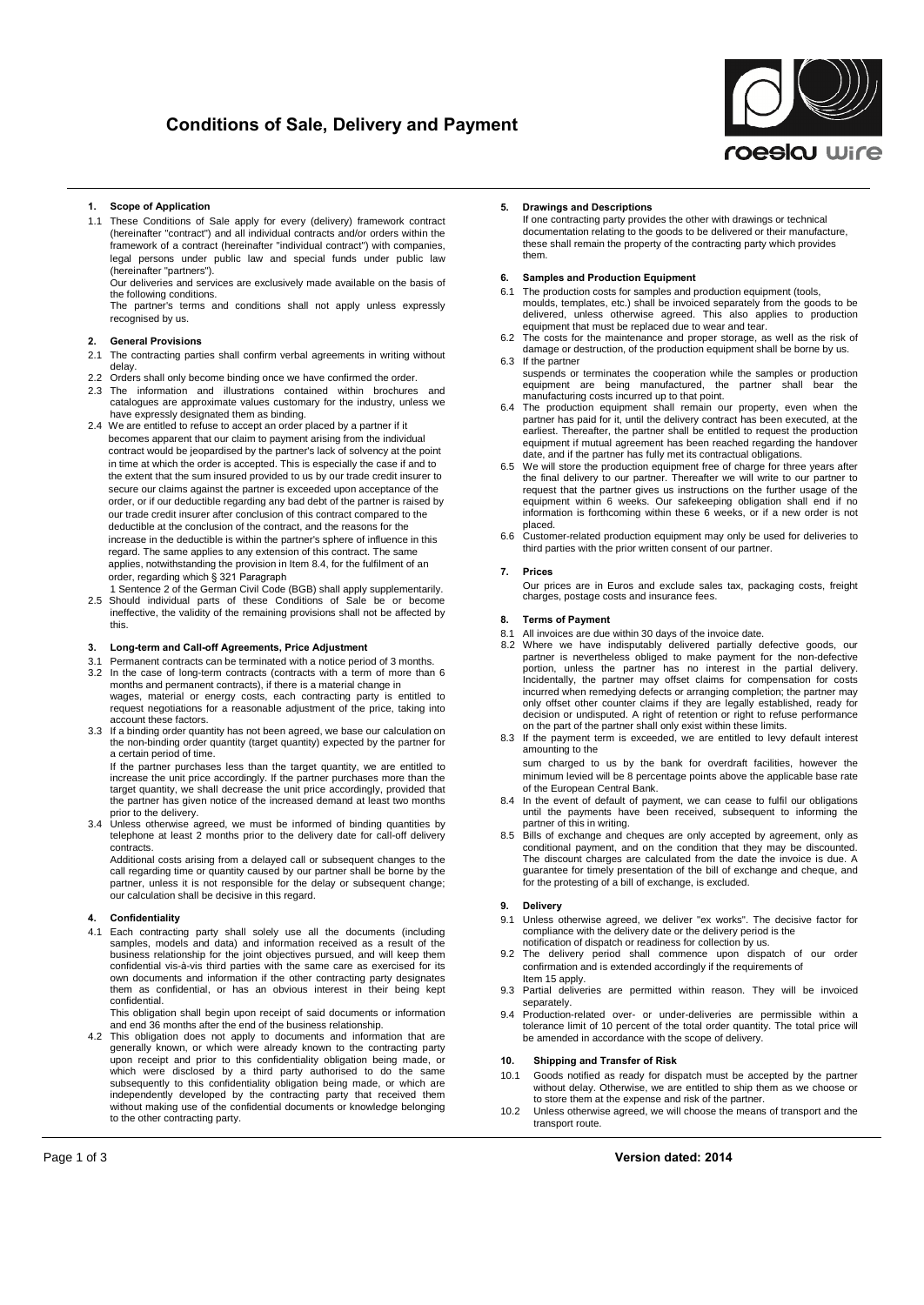# Conditions of Sale, Delivery and Payment

## 1. Scope of Application

1.1 These Conditions of Sale apply for every (delivery) framework contract (hereinafter "contract") and all individual contracts and/or orders within the framework of a contract (hereinafter "individual contract") with companies, legal persons under public law and special funds under public law (hereinafter "partners").

Our deliveries and services are exclusively made available on the basis of the following conditions.

The partner's terms and conditions shall not apply unless expressly recognised by us.

## 2. General Provisions

2.1 The contracting parties shall confirm verbal agreements in writing without delay.

2.2 Orders shall only become binding once we have confirmed the order.

2.3 The information and illustrations contained within brochures and catalogues are approximate values customary for the industry, unless we have expressly designated them as binding.

2.4 We are entitled to refuse to accept an order placed by a partner if it becomes apparent that our claim to payment arising from the individual contract would be jeopardised by the partner's lack of solvency at the point in time at which the order is accepted. This is especially the case if and to the extent that the sum insured provided to us by our trade credit insurer to secure our claims against the partner is exceeded upon acceptance of the order, or if our deductible regarding any bad debt of the partner is raised by our trade credit insurer after conclusion of this contract compared to the deductible at the conclusion of the contract, and the reasons for the increase in the deductible is within the partner's sphere of influence in this regard. The same applies to any extension of this contract. The same applies, notwithstanding the provision in Item 8.4, for the fulfilment of an order, regarding which § 321 Paragraph 1 Sentence 2 of the German Civil Code (BGB) shall apply supplementarily.

2.5 Should individual parts of these Conditions of Sale be or become ineffective, the validity of the remaining provisions shall not be affected by this.

## 3. Long-term and Call-off Agreements, Price Adjustment

3.1 Permanent contracts can be terminated with a notice period of 3 months.

3.2 In the case of long-term contracts (contracts with a term of more than 6 months and permanent contracts), if there is a material change in wages, material or energy costs, each contracting party is entitled to request negotiations for a reasonable adjustment of the price, taking into account these factors.

3.3 If a binding order quantity has not been agreed, we base our calculation on the non-binding order quantity (target quantity) expected by the partner for a certain period of time.

If the partner purchases less than the target quantity, we are entitled to increase the unit price accordingly. If the partner purchases more than the target quantity, we shall decrease the unit price accordingly, provided that the partner has given notice of the increased demand at least two months prior to the delivery.

3.4 Unless otherwise agreed, we must be informed of binding quantities by telephone at least 2 months prior to the delivery date for call-off delivery contracts.

Additional costs arising from a delayed call or subsequent changes to the call regarding time or quantity caused by our partner shall be borne by the partner, unless it is not responsible for the delay or subsequent change; our calculation shall be decisive in this regard.

## 4. Confidentiality

4.1 Each contracting party shall solely use all the documents (including samples, models and data) and information received as a result of the business relationship for the joint objectives pursued, and will keep them confidential vis-à-vis third parties with the same care as exercised for its own documents and information if the other contracting party designates them as confidential, or has an obvious interest in their being kept confidential.

This obligation shall begin upon receipt of said documents or information and end 36 months after the end of the business relationship.

4.2 This obligation does not apply to documents and information that are generally known, or which were already known to the contracting party upon receipt and prior to this confidentiality obligation being made, or which were disclosed by a third party authorised to do the same subsequently to this confidentiality obligation being made, or which are independently developed by the contracting party that received them without making use of the confidential documents or knowledge belonging to the other contracting party.

## 5. Drawings and Descriptions

If one contracting party provides the other with drawings or technical documentation relating to the goods to be delivered or their manufacture, these shall remain the property of the contracting party which provides them.

## 6. Samples and Production Equipment

6.1 The production costs for samples and production equipment (tools, moulds, templates, etc.) shall be invoiced separately from the goods to be delivered, unless otherwise agreed. This also applies to production equipment that must be replaced due to wear and tear.

6.2 The costs for the maintenance and proper storage, as well as the risk of damage or destruction, of the production equipment shall be borne by us.

6.3 If the partner suspends or terminates the cooperation while the samples or production equipment are being manufactured, the partner shall bear the manufacturing costs incurred up to that point.

6.4 The production equipment shall remain our property, even when the partner has paid for it, until the delivery contract has been executed, at the earliest. Thereafter, the partner shall be entitled to request the production equipment if mutual agreement has been reached regarding the handover date, and if the partner has fully met its contractual obligations.

6.5 We will store the production equipment free of charge for three years after the final delivery to our partner. Thereafter we will write to our partner to request that the partner gives us instructions on the further usage of the equipment within 6 weeks. Our safekeeping obligation shall end if no information is forthcoming within these 6 weeks, or if a new order is not placed.

6.6 Customer-related production equipment may only be used for deliveries to third parties with the prior written consent of our partner.

## 7. Prices

Our prices are in Euros and exclude sales tax, packaging costs, freight charges, postage costs and insurance fees.

## 8. Terms of Payment

8.1 All invoices are due within 30 days of the invoice date.

8.2 Where we have indisputably delivered partially defective goods, our partner is nevertheless obliged to make payment for the non-defective portion, unless the partner has no interest in the partial delivery. Incidentally, the partner may offset claims for compensation for costs incurred when remedying defects or arranging completion; the partner may only offset other counter claims if they are legally established, ready for decision or undisputed. A right of retention or right to refuse performance on the part of the partner shall only exist within these limits.

8.3 If the payment term is exceeded, we are entitled to levy default interest amounting to the sum charged to us by the bank for overdraft facilities, however the minimum levied will be 8 percentage points above the applicable base rate of the European Central Bank.

8.4 In the event of default of payment, we can cease to fulfil our obligations until the payments have been received, subsequent to informing the partner of this in writing.

8.5 Bills of exchange and cheques are only accepted by agreement, only as conditional payment, and on the condition that they may be discounted. The discount charges are calculated from the date the invoice is due. A guarantee for timely presentation of the bill of exchange and cheque, and for the protesting of a bill of exchange, is excluded.

## 9. Delivery

9.1 Unless otherwise agreed, we deliver "ex works". The decisive factor for compliance with the delivery date or the delivery period is the notification of dispatch or readiness for collection by us.

9.2 The delivery period shall commence upon dispatch of our order confirmation and is extended accordingly if the requirements of Item 15 apply.

9.3 Partial deliveries are permitted within reason. They will be invoiced separately.

9.4 Production-related over- or under-deliveries are permissible within a tolerance limit of 10 percent of the total order quantity. The total price will be amended in accordance with the scope of delivery.

## 10. Shipping and Transfer of Risk

10.1 Goods notified as ready for dispatch must be accepted by the partner without delay. Otherwise, we are entitled to ship them as we choose or to store them at the expense and risk of the partner.

10.2 Unless otherwise agreed, we will choose the means of transport and the transport route.

**Version dated: 2014**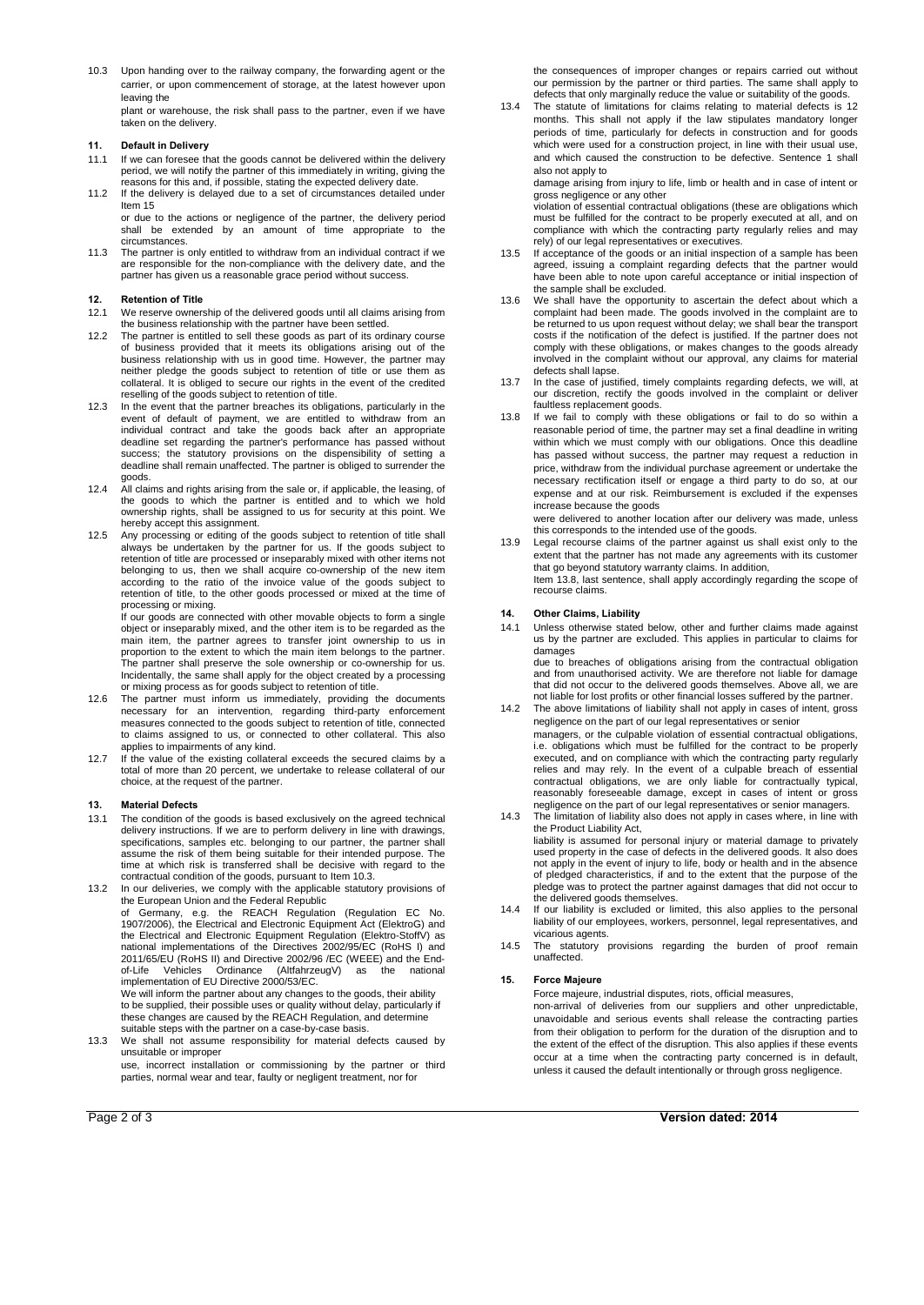10.3 Upon handing over to the railway company, the forwarding agent or the carrier, or upon commencement of storage, at the latest however upon leaving the plant or warehouse, the risk shall pass to the partner, even if we have taken on the delivery.

## 11. Default in Delivery

11.1 If we can foresee that the goods cannot be delivered within the delivery period, we will notify the partner of this immediately in writing, giving the reasons for this and, if possible, stating the expected delivery date.

11.2 If the delivery is delayed due to a set of circumstances detailed under Item 15 or due to the actions or negligence of the partner, the delivery period shall be extended by an amount of time appropriate to the circumstances.

11.3 The partner is only entitled to withdraw from an individual contract if we are responsible for the non-compliance with the delivery date, and the partner has given us a reasonable grace period without success.

## 12. Retention of Title

12.1 We reserve ownership of the delivered goods until all claims arising from the business relationship with the partner have been settled.

12.2 The partner is entitled to sell these goods as part of its ordinary course of business provided that it meets its obligations arising out of the business relationship with us in good time. However, the partner may neither pledge the goods subject to retention of title or use them as collateral. It is obliged to secure our rights in the event of the credited reselling of the goods subject to retention of title.

12.3 In the event that the partner breaches its obligations, particularly in the event of default of payment, we are entitled to withdraw from an individual contract and take the goods back after an appropriate deadline set regarding the partner's performance has passed without success; the statutory provisions on the dispensibility of setting a deadline shall remain unaffected. The partner is obliged to surrender the goods.

12.4 All claims and rights arising from the sale or, if applicable, the leasing, of the goods to which the partner is entitled and to which we hold ownership rights, shall be assigned to us for security at this point. We hereby accept this assignment.

12.5 Any processing or editing of the goods subject to retention of title shall always be undertaken by the partner for us. If the goods subject to retention of title are processed or inseparably mixed with other items not belonging to us, then we shall acquire co-ownership of the new item according to the ratio of the invoice value of the goods subject to retention of title, to the other goods processed or mixed at the time of processing or mixing.
If our goods are connected with other movable objects to form a single object or inseparably mixed, and the other item is to be regarded as the main item, the partner agrees to transfer joint ownership to us in proportion to the extent to which the main item belongs to the partner. The partner shall preserve the sole ownership or co-ownership for us. Incidentally, the same shall apply for the object created by a processing or mixing process as for goods subject to retention of title.

12.6 The partner must inform us immediately, providing the documents necessary for an intervention, regarding third-party enforcement measures connected to the goods subject to retention of title, connected to claims assigned to us, or connected to other collateral. This also applies to impairments of any kind.

12.7 If the value of the existing collateral exceeds the secured claims by a total of more than 20 percent, we undertake to release collateral of our choice, at the request of the partner.

## 13. Material Defects

13.1 The condition of the goods is based exclusively on the agreed technical delivery instructions. If we are to perform delivery in line with drawings, specifications, samples etc. belonging to our partner, the partner shall assume the risk of them being suitable for their intended purpose. The time at which risk is transferred shall be decisive with regard to the contractual condition of the goods, pursuant to Item 10.3.

13.2 In our deliveries, we comply with the applicable statutory provisions of the European Union and the Federal Republic of Germany, e.g. the REACH Regulation (Regulation EC No. 1907/2006), the Electrical and Electronic Equipment Act (ElektroG) and the Electrical and Electronic Equipment Regulation (Elektro-StoffV) as national implementations of the Directives 2002/95/EC (RoHS I) and 2011/65/EU (RoHS II) and Directive 2002/96 /EC (WEEE) and the End-of-Life Vehicles Ordinance (AltfahrzeugV) as the national implementation of EU Directive 2000/53/EC.
We will inform the partner about any changes to the goods, their ability to be supplied, their possible uses or quality without delay, particularly if these changes are caused by the REACH Regulation, and determine suitable steps with the partner on a case-by-case basis.

13.3 We shall not assume responsibility for material defects caused by unsuitable or improper use, incorrect installation or commissioning by the partner or third parties, normal wear and tear, faulty or negligent treatment, nor for the consequences of improper changes or repairs carried out without our permission by the partner or third parties. The same shall apply to defects that only marginally reduce the value or suitability of the goods.

13.4 The statute of limitations for claims relating to material defects is 12 months. This shall not apply if the law stipulates mandatory longer periods of time, particularly for defects in construction and for goods which were used for a construction project, in line with their usual use, and which caused the construction to be defective. Sentence 1 shall also not apply to damage arising from injury to life, limb or health and in case of intent or gross negligence or any other violation of essential contractual obligations (these are obligations which must be fulfilled for the contract to be properly executed at all, and on compliance with which the contracting party regularly relies and may rely) of our legal representatives or executives.

13.5 If acceptance of the goods or an initial inspection of a sample has been agreed, issuing a complaint regarding defects that the partner would have been able to note upon careful acceptance or initial inspection of the sample shall be excluded.

13.6 We shall have the opportunity to ascertain the defect about which a complaint had been made. The goods involved in the complaint are to be returned to us upon request without delay; we shall bear the transport costs if the notification of the defect is justified. If the partner does not comply with these obligations, or makes changes to the goods already involved in the complaint without our approval, any claims for material defects shall lapse.

13.7 In the case of justified, timely complaints regarding defects, we will, at our discretion, rectify the goods involved in the complaint or deliver faultless replacement goods.

13.8 If we fail to comply with these obligations or fail to do so within a reasonable period of time, the partner may set a final deadline in writing within which we must comply with our obligations. Once this deadline has passed without success, the partner may request a reduction in price, withdraw from the individual purchase agreement or undertake the necessary rectification itself or engage a third party to do so, at our expense and at our risk. Reimbursement is excluded if the expenses increase because the goods were delivered to another location after our delivery was made, unless this corresponds to the intended use of the goods.

13.9 Legal recourse claims of the partner against us shall exist only to the extent that the partner has not made any agreements with its customer that go beyond statutory warranty claims. In addition, Item 13.8, last sentence, shall apply accordingly regarding the scope of recourse claims.

## 14. Other Claims, Liability

14.1 Unless otherwise stated below, other and further claims made against us by the partner are excluded. This applies in particular to claims for damages due to breaches of obligations arising from the contractual obligation and from unauthorised activity. We are therefore not liable for damage that did not occur to the delivered goods themselves. Above all, we are not liable for lost profits or other financial losses suffered by the partner.

14.2 The above limitations of liability shall not apply in cases of intent, gross negligence on the part of our legal representatives or senior managers, or the culpable violation of essential contractual obligations, i.e. obligations which must be fulfilled for the contract to be properly executed, and on compliance with which the contracting party regularly relies and may rely. In the event of a culpable breach of essential contractual obligations, we are only liable for contractually typical, reasonably foreseeable damage, except in cases of intent or gross negligence on the part of our legal representatives or senior managers.

14.3 The limitation of liability also does not apply in cases where, in line with the Product Liability Act, liability is assumed for personal injury or material damage to privately used property in the case of defects in the delivered goods. It also does not apply in the event of injury to life, body or health and in the absence of pledged characteristics, if and to the extent that the purpose of the pledge was to protect the partner against damages that did not occur to the delivered goods themselves.

14.4 If our liability is excluded or limited, this also applies to the personal liability of our employees, workers, personnel, legal representatives, and vicarious agents.

14.5 The statutory provisions regarding the burden of proof remain unaffected.

## 15. Force Majeure

Force majeure, industrial disputes, riots, official measures, non-arrival of deliveries from our suppliers and other unpredictable, unavoidable and serious events shall release the contracting parties from their obligation to perform for the duration of the disruption and to the extent of the effect of the disruption. This also applies if these events occur at a time when the contracting party concerned is in default, unless it caused the default intentionally or through gross negligence.

**Version dated: 2014**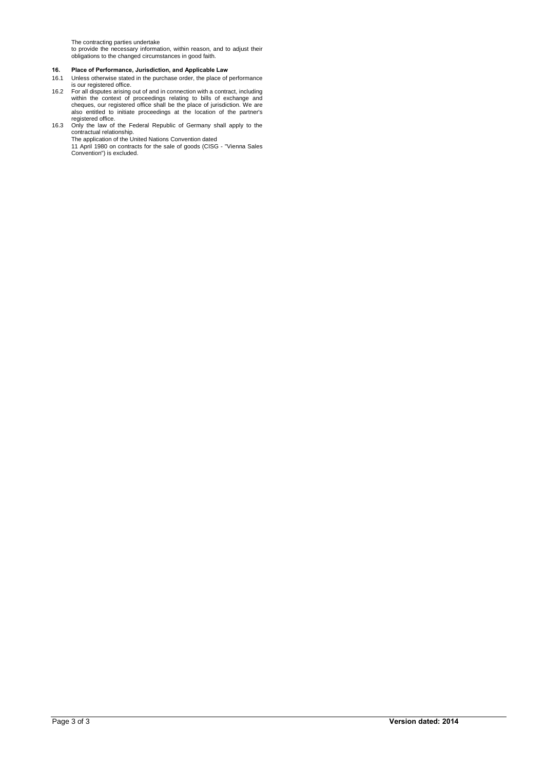The contracting parties undertake to provide the necessary information, within reason, and to adjust their obligations to the changed circumstances in good faith.

## 16. Place of Performance, Jurisdiction, and Applicable Law

16.1 Unless otherwise stated in the purchase order, the place of performance is our registered office.

16.2 For all disputes arising out of and in connection with a contract, including within the context of proceedings relating to bills of exchange and cheques, our registered office shall be the place of jurisdiction. We are also entitled to initiate proceedings at the location of the partner's registered office.

16.3 Only the law of the Federal Republic of Germany shall apply to the contractual relationship.
The application of the United Nations Convention dated 11 April 1980 on contracts for the sale of goods (CISG - "Vienna Sales Convention") is excluded.

**Version dated: 2014**